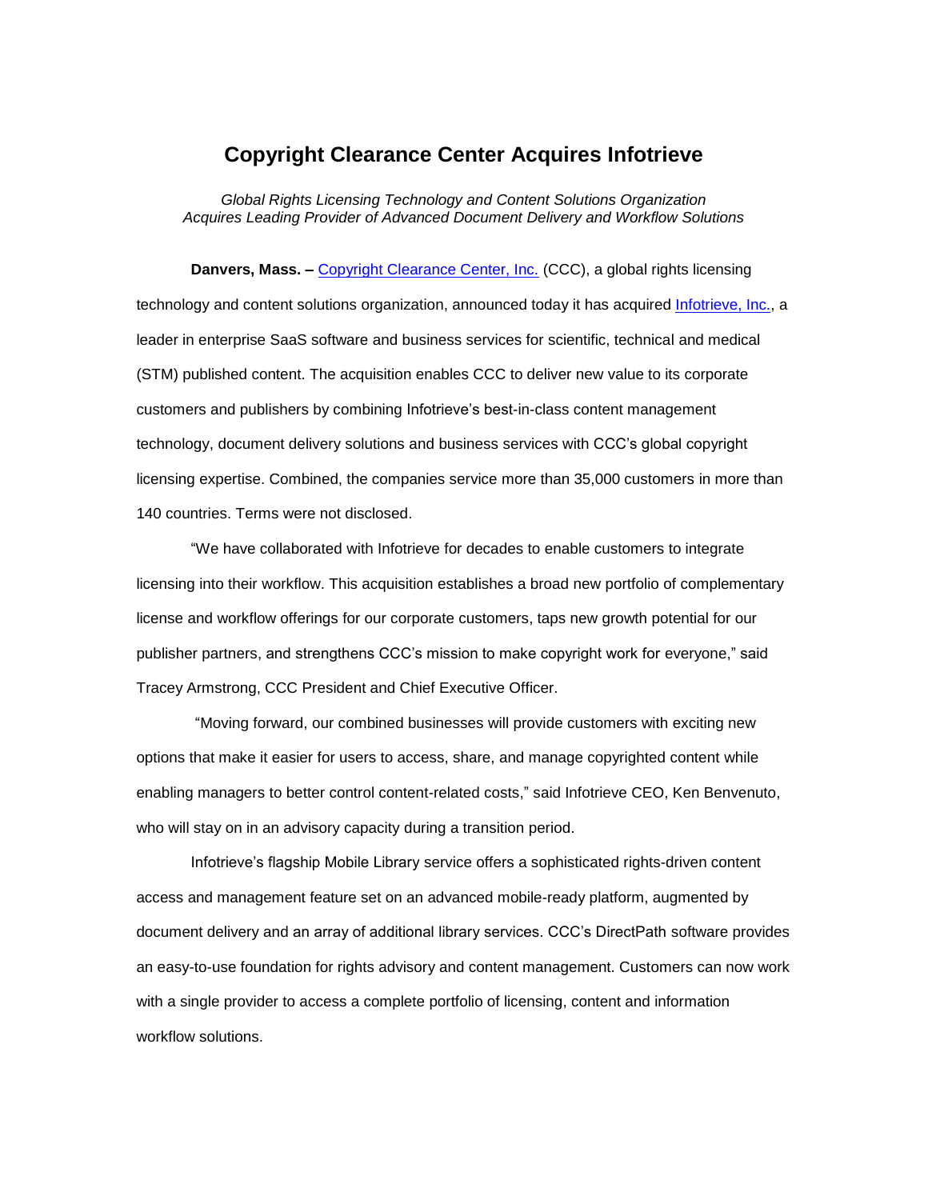# Copyright Clearance Center Acquires Infotrieve

*Global Rights Licensing Technology and Content Solutions Organization*
*Acquires Leading Provider of Advanced Document Delivery and Workflow Solutions*

**Danvers, Mass. –** Copyright Clearance Center, Inc. (CCC), a global rights licensing technology and content solutions organization, announced today it has acquired Infotrieve, Inc., a leader in enterprise SaaS software and business services for scientific, technical and medical (STM) published content. The acquisition enables CCC to deliver new value to its corporate customers and publishers by combining Infotrieve's best-in-class content management technology, document delivery solutions and business services with CCC's global copyright licensing expertise. Combined, the companies service more than 35,000 customers in more than 140 countries. Terms were not disclosed.

"We have collaborated with Infotrieve for decades to enable customers to integrate licensing into their workflow. This acquisition establishes a broad new portfolio of complementary license and workflow offerings for our corporate customers, taps new growth potential for our publisher partners, and strengthens CCC's mission to make copyright work for everyone," said Tracey Armstrong, CCC President and Chief Executive Officer.

"Moving forward, our combined businesses will provide customers with exciting new options that make it easier for users to access, share, and manage copyrighted content while enabling managers to better control content-related costs," said Infotrieve CEO, Ken Benvenuto, who will stay on in an advisory capacity during a transition period.

Infotrieve's flagship Mobile Library service offers a sophisticated rights-driven content access and management feature set on an advanced mobile-ready platform, augmented by document delivery and an array of additional library services. CCC's DirectPath software provides an easy-to-use foundation for rights advisory and content management. Customers can now work with a single provider to access a complete portfolio of licensing, content and information workflow solutions.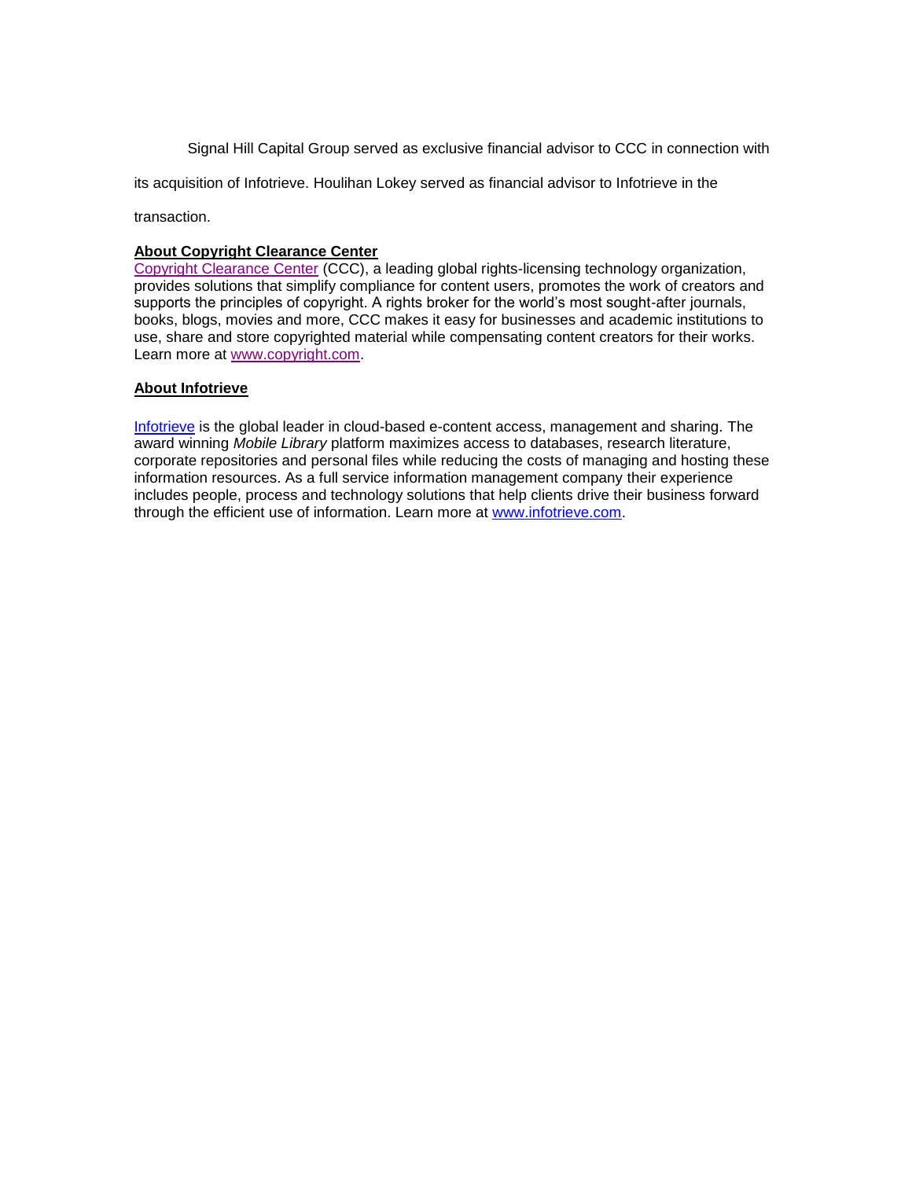Signal Hill Capital Group served as exclusive financial advisor to CCC in connection with its acquisition of Infotrieve. Houlihan Lokey served as financial advisor to Infotrieve in the transaction.

**About Copyright Clearance Center**

Copyright Clearance Center (CCC), a leading global rights-licensing technology organization, provides solutions that simplify compliance for content users, promotes the work of creators and supports the principles of copyright. A rights broker for the world's most sought-after journals, books, blogs, movies and more, CCC makes it easy for businesses and academic institutions to use, share and store copyrighted material while compensating content creators for their works. Learn more at www.copyright.com.

**About Infotrieve**

Infotrieve is the global leader in cloud-based e-content access, management and sharing. The award winning *Mobile Library* platform maximizes access to databases, research literature, corporate repositories and personal files while reducing the costs of managing and hosting these information resources. As a full service information management company their experience includes people, process and technology solutions that help clients drive their business forward through the efficient use of information. Learn more at www.infotrieve.com.